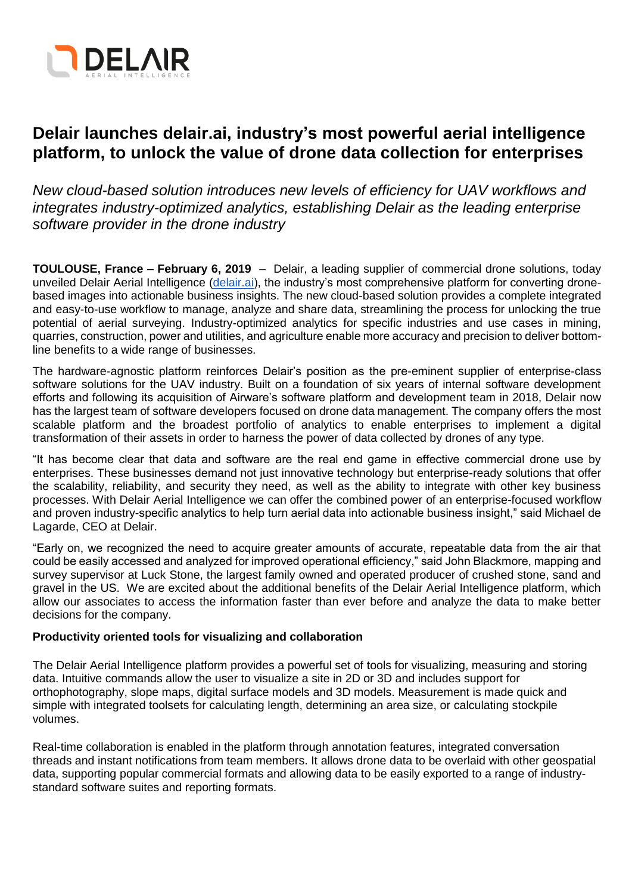# Delair launches delair.ai, industry's most powerful aerial intelligence platform, to unlock the value of drone data collection for enterprises

*New cloud-based solution introduces new levels of efficiency for UAV workflows and integrates industry-optimized analytics, establishing Delair as the leading enterprise software provider in the drone industry*

**TOULOUSE, France – February 6, 2019** – Delair, a leading supplier of commercial drone solutions, today unveiled Delair Aerial Intelligence (delair.ai), the industry's most comprehensive platform for converting drone-based images into actionable business insights. The new cloud-based solution provides a complete integrated and easy-to-use workflow to manage, analyze and share data, streamlining the process for unlocking the true potential of aerial surveying. Industry-optimized analytics for specific industries and use cases in mining, quarries, construction, power and utilities, and agriculture enable more accuracy and precision to deliver bottom-line benefits to a wide range of businesses.

The hardware-agnostic platform reinforces Delair's position as the pre-eminent supplier of enterprise-class software solutions for the UAV industry. Built on a foundation of six years of internal software development efforts and following its acquisition of Airware's software platform and development team in 2018, Delair now has the largest team of software developers focused on drone data management. The company offers the most scalable platform and the broadest portfolio of analytics to enable enterprises to implement a digital transformation of their assets in order to harness the power of data collected by drones of any type.

"It has become clear that data and software are the real end game in effective commercial drone use by enterprises. These businesses demand not just innovative technology but enterprise-ready solutions that offer the scalability, reliability, and security they need, as well as the ability to integrate with other key business processes. With Delair Aerial Intelligence we can offer the combined power of an enterprise-focused workflow and proven industry-specific analytics to help turn aerial data into actionable business insight," said Michael de Lagarde, CEO at Delair.

"Early on, we recognized the need to acquire greater amounts of accurate, repeatable data from the air that could be easily accessed and analyzed for improved operational efficiency," said John Blackmore, mapping and survey supervisor at Luck Stone, the largest family owned and operated producer of crushed stone, sand and gravel in the US. We are excited about the additional benefits of the Delair Aerial Intelligence platform, which allow our associates to access the information faster than ever before and analyze the data to make better decisions for the company.

**Productivity oriented tools for visualizing and collaboration**

The Delair Aerial Intelligence platform provides a powerful set of tools for visualizing, measuring and storing data. Intuitive commands allow the user to visualize a site in 2D or 3D and includes support for orthophotography, slope maps, digital surface models and 3D models. Measurement is made quick and simple with integrated toolsets for calculating length, determining an area size, or calculating stockpile volumes.

Real-time collaboration is enabled in the platform through annotation features, integrated conversation threads and instant notifications from team members. It allows drone data to be overlaid with other geospatial data, supporting popular commercial formats and allowing data to be easily exported to a range of industry-standard software suites and reporting formats.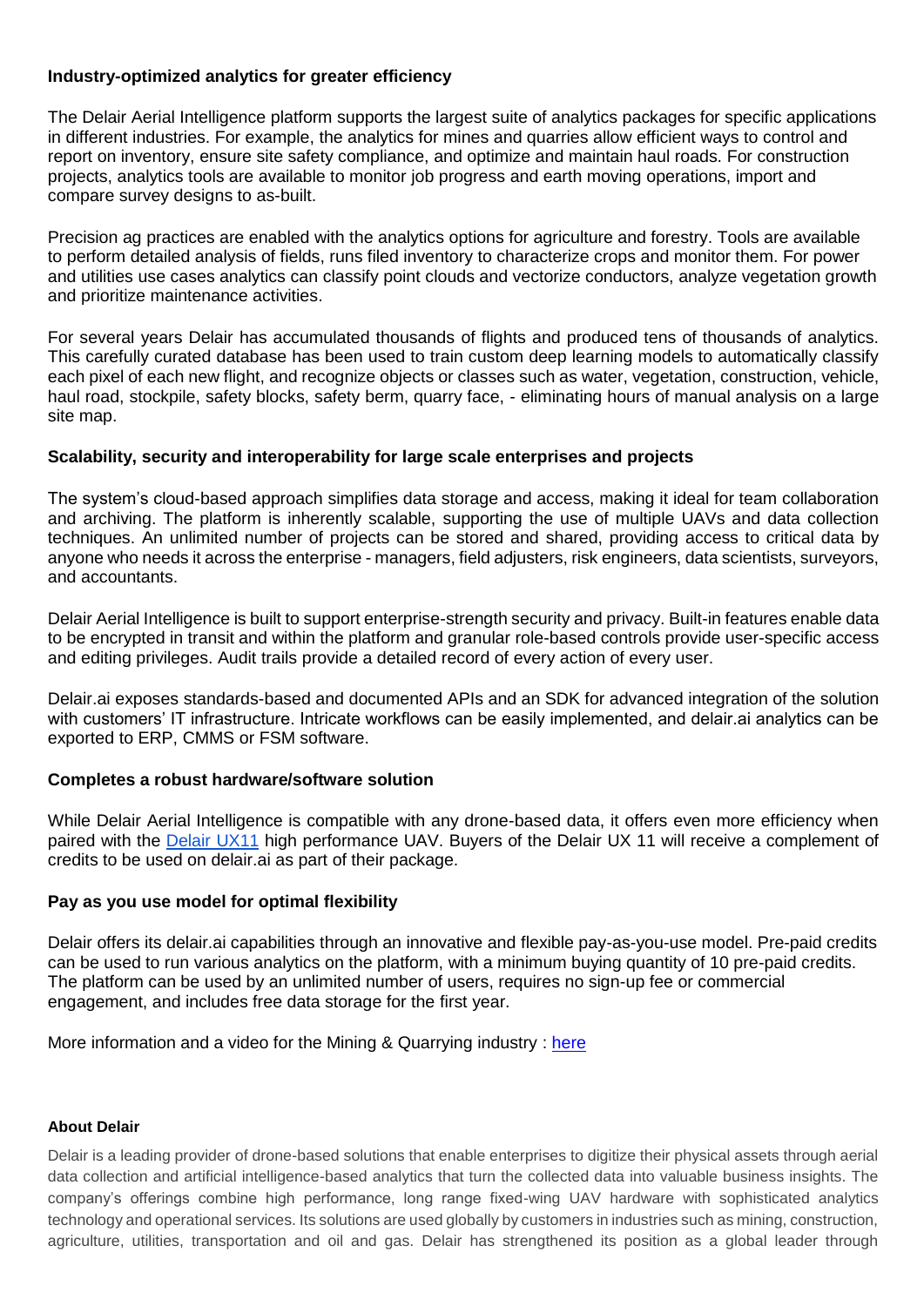**Industry-optimized analytics for greater efficiency**

The Delair Aerial Intelligence platform supports the largest suite of analytics packages for specific applications in different industries. For example, the analytics for mines and quarries allow efficient ways to control and report on inventory, ensure site safety compliance, and optimize and maintain haul roads. For construction projects, analytics tools are available to monitor job progress and earth moving operations, import and compare survey designs to as-built.

Precision ag practices are enabled with the analytics options for agriculture and forestry. Tools are available to perform detailed analysis of fields, runs filed inventory to characterize crops and monitor them. For power and utilities use cases analytics can classify point clouds and vectorize conductors, analyze vegetation growth and prioritize maintenance activities.

For several years Delair has accumulated thousands of flights and produced tens of thousands of analytics. This carefully curated database has been used to train custom deep learning models to automatically classify each pixel of each new flight, and recognize objects or classes such as water, vegetation, construction, vehicle, haul road, stockpile, safety blocks, safety berm, quarry face, - eliminating hours of manual analysis on a large site map.

**Scalability, security and interoperability for large scale enterprises and projects**

The system's cloud-based approach simplifies data storage and access, making it ideal for team collaboration and archiving. The platform is inherently scalable, supporting the use of multiple UAVs and data collection techniques. An unlimited number of projects can be stored and shared, providing access to critical data by anyone who needs it across the enterprise - managers, field adjusters, risk engineers, data scientists, surveyors, and accountants.

Delair Aerial Intelligence is built to support enterprise-strength security and privacy. Built-in features enable data to be encrypted in transit and within the platform and granular role-based controls provide user-specific access and editing privileges. Audit trails provide a detailed record of every action of every user.

Delair.ai exposes standards-based and documented APIs and an SDK for advanced integration of the solution with customers' IT infrastructure. Intricate workflows can be easily implemented, and delair.ai analytics can be exported to ERP, CMMS or FSM software.

**Completes a robust hardware/software solution**

While Delair Aerial Intelligence is compatible with any drone-based data, it offers even more efficiency when paired with the Delair UX11 high performance UAV. Buyers of the Delair UX 11 will receive a complement of credits to be used on delair.ai as part of their package.

**Pay as you use model for optimal flexibility**

Delair offers its delair.ai capabilities through an innovative and flexible pay-as-you-use model. Pre-paid credits can be used to run various analytics on the platform, with a minimum buying quantity of 10 pre-paid credits. The platform can be used by an unlimited number of users, requires no sign-up fee or commercial engagement, and includes free data storage for the first year.

More information and a video for the Mining & Quarrying industry : here

**About Delair**

Delair is a leading provider of drone-based solutions that enable enterprises to digitize their physical assets through aerial data collection and artificial intelligence-based analytics that turn the collected data into valuable business insights. The company's offerings combine high performance, long range fixed-wing UAV hardware with sophisticated analytics technology and operational services. Its solutions are used globally by customers in industries such as mining, construction, agriculture, utilities, transportation and oil and gas. Delair has strengthened its position as a global leader through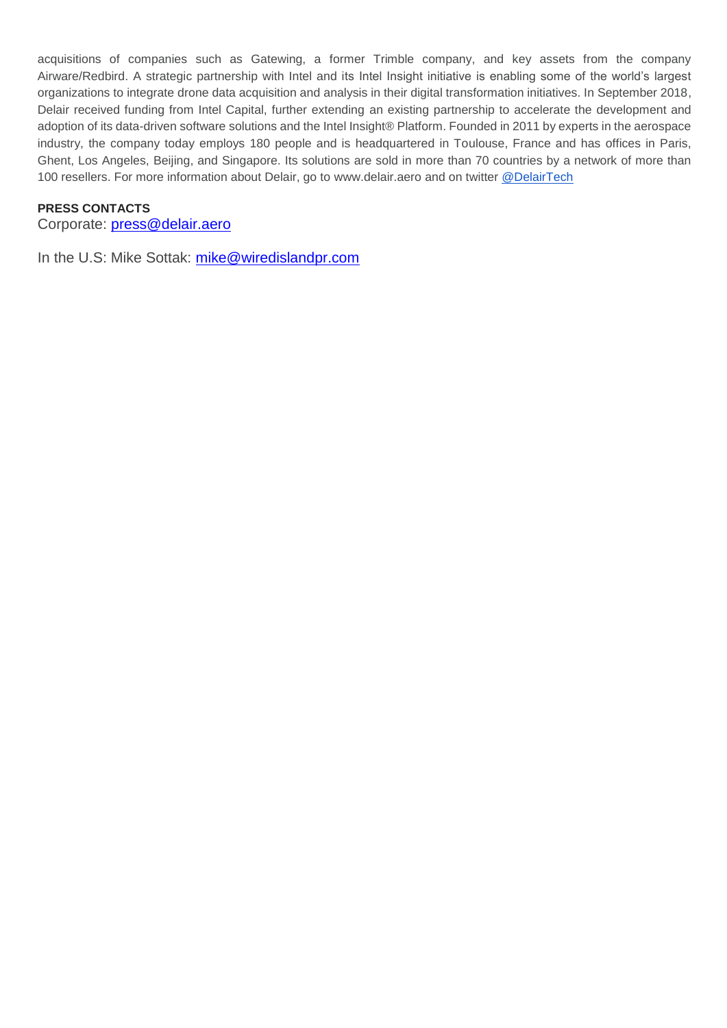acquisitions of companies such as Gatewing, a former Trimble company, and key assets from the company Airware/Redbird. A strategic partnership with Intel and its Intel Insight initiative is enabling some of the world's largest organizations to integrate drone data acquisition and analysis in their digital transformation initiatives. In September 2018, Delair received funding from Intel Capital, further extending an existing partnership to accelerate the development and adoption of its data-driven software solutions and the Intel Insight® Platform. Founded in 2011 by experts in the aerospace industry, the company today employs 180 people and is headquartered in Toulouse, France and has offices in Paris, Ghent, Los Angeles, Beijing, and Singapore. Its solutions are sold in more than 70 countries by a network of more than 100 resellers. For more information about Delair, go to www.delair.aero and on twitter @DelairTech

**PRESS CONTACTS**

Corporate: press@delair.aero

In the U.S: Mike Sottak: mike@wiredislandpr.com